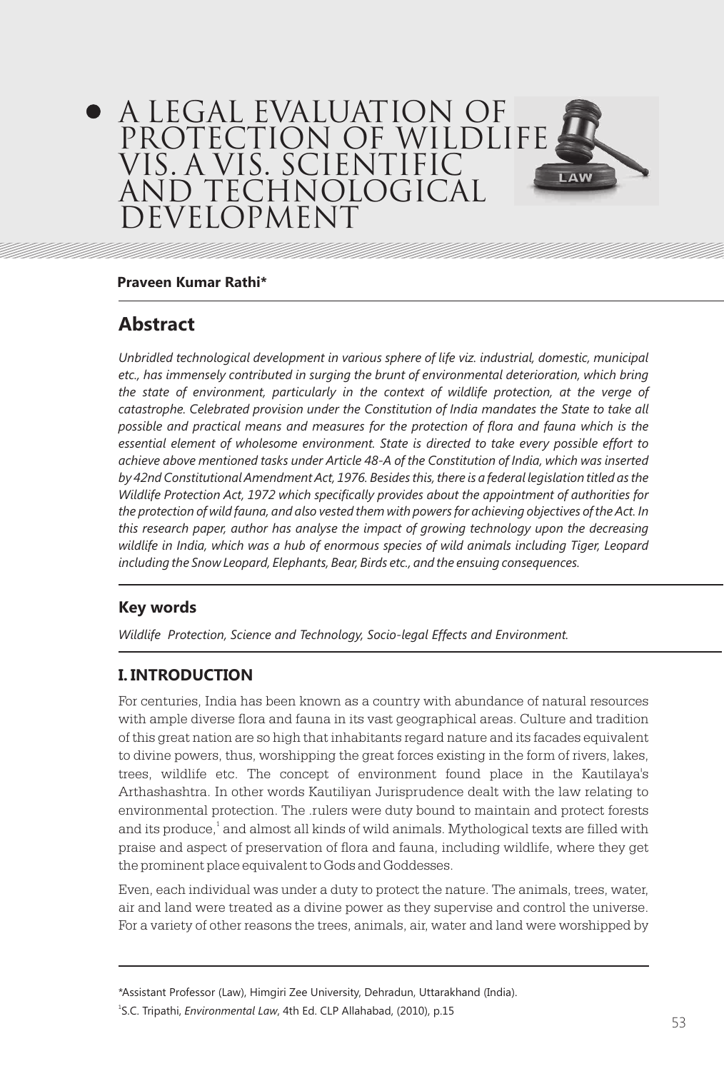# A LEGAL EVALUATION OF PROTECTION OF WILDLIFE VIS. A VIS. SCIENTIFIC AND TECHNOLOGICAL DEVELOPMENT

**Praveen Kumar Rathi***

## Abstract

*Unbridled technological development in various sphere of life viz. industrial, domestic, municipal etc., has immensely contributed in surging the brunt of environmental deterioration, which bring the state of environment, particularly in the context of wildlife protection, at the verge of catastrophe. Celebrated provision under the Constitution of India mandates the State to take all possible and practical means and measures for the protection of flora and fauna which is the essential element of wholesome environment. State is directed to take every possible effort to achieve above mentioned tasks under Article 48-A of the Constitution of India, which was inserted by 42nd Constitutional Amendment Act, 1976. Besides this, there is a federal legislation titled as the Wildlife Protection Act, 1972 which specifically provides about the appointment of authorities for the protection of wild fauna, and also vested them with powers for achieving objectives of the Act. In this research paper, author has analyse the impact of growing technology upon the decreasing wildlife in India, which was a hub of enormous species of wild animals including Tiger, Leopard including the Snow Leopard, Elephants, Bear, Birds etc., and the ensuing consequences.*

### Key words

*Wildlife Protection, Science and Technology, Socio-legal Effects and Environment.*

## I. INTRODUCTION

For centuries, India has been known as a country with abundance of natural resources with ample diverse flora and fauna in its vast geographical areas. Culture and tradition of this great nation are so high that inhabitants regard nature and its facades equivalent to divine powers, thus, worshipping the great forces existing in the form of rivers, lakes, trees, wildlife etc. The concept of environment found place in the Kautilaya's Arthashashtra. In other words Kautiliyan Jurisprudence dealt with the law relating to environmental protection. The .rulers were duty bound to maintain and protect forests and its produce,[1] and almost all kinds of wild animals. Mythological texts are filled with praise and aspect of preservation of flora and fauna, including wildlife, where they get the prominent place equivalent to Gods and Goddesses.

Even, each individual was under a duty to protect the nature. The animals, trees, water, air and land were treated as a divine power as they supervise and control the universe. For a variety of other reasons the trees, animals, air, water and land were worshipped by

---

*Assistant Professor (Law), Himgiri Zee University, Dehradun, Uttarakhand (India).

[1] S.C. Tripathi, *Environmental Law*, 4th Ed. CLP Allahabad, (2010), p.15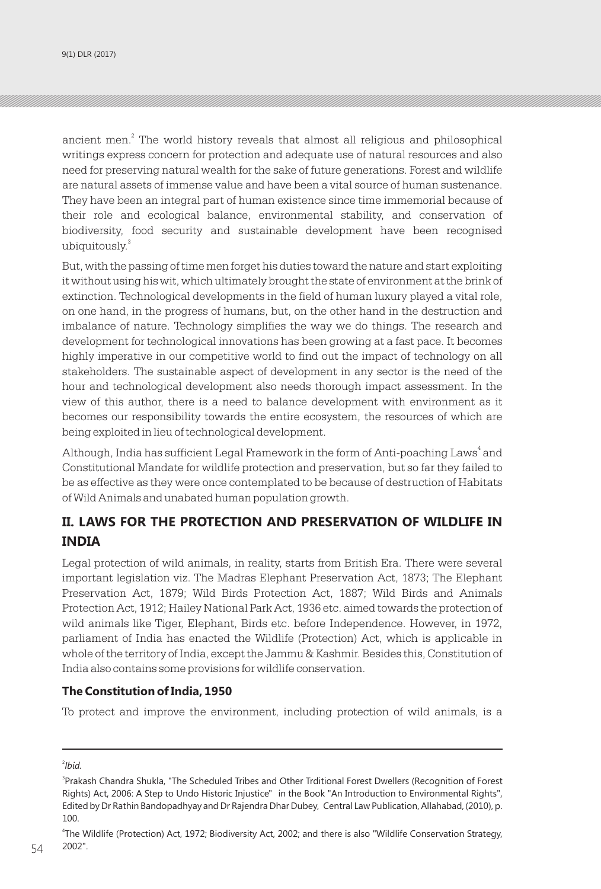ancient men.[2] The world history reveals that almost all religious and philosophical writings express concern for protection and adequate use of natural resources and also need for preserving natural wealth for the sake of future generations. Forest and wildlife are natural assets of immense value and have been a vital source of human sustenance. They have been an integral part of human existence since time immemorial because of their role and ecological balance, environmental stability, and conservation of biodiversity, food security and sustainable development have been recognised ubiquitously.[3]

But, with the passing of time men forget his duties toward the nature and start exploiting it without using his wit, which ultimately brought the state of environment at the brink of extinction. Technological developments in the field of human luxury played a vital role, on one hand, in the progress of humans, but, on the other hand in the destruction and imbalance of nature. Technology simplifies the way we do things. The research and development for technological innovations has been growing at a fast pace. It becomes highly imperative in our competitive world to find out the impact of technology on all stakeholders. The sustainable aspect of development in any sector is the need of the hour and technological development also needs thorough impact assessment. In the view of this author, there is a need to balance development with environment as it becomes our responsibility towards the entire ecosystem, the resources of which are being exploited in lieu of technological development.

Although, India has sufficient Legal Framework in the form of Anti-poaching Laws[4] and Constitutional Mandate for wildlife protection and preservation, but so far they failed to be as effective as they were once contemplated to be because of destruction of Habitats of Wild Animals and unabated human population growth.

## II. LAWS FOR THE PROTECTION AND PRESERVATION OF WILDLIFE IN INDIA

Legal protection of wild animals, in reality, starts from British Era. There were several important legislation viz. The Madras Elephant Preservation Act, 1873; The Elephant Preservation Act, 1879; Wild Birds Protection Act, 1887; Wild Birds and Animals Protection Act, 1912; Hailey National Park Act, 1936 etc. aimed towards the protection of wild animals like Tiger, Elephant, Birds etc. before Independence. However, in 1972, parliament of India has enacted the Wildlife (Protection) Act, which is applicable in whole of the territory of India, except the Jammu & Kashmir. Besides this, Constitution of India also contains some provisions for wildlife conservation.

### The Constitution of India, 1950

To protect and improve the environment, including protection of wild animals, is a

---

[2] *Ibid.*

[3] Prakash Chandra Shukla, "The Scheduled Tribes and Other Trditional Forest Dwellers (Recognition of Forest Rights) Act, 2006: A Step to Undo Historic Injustice" in the Book "An Introduction to Environmental Rights", Edited by Dr Rathin Bandopadhyay and Dr Rajendra Dhar Dubey, Central Law Publication, Allahabad, (2010), p. 100.

[4] The Wildlife (Protection) Act, 1972; Biodiversity Act, 2002; and there is also "Wildlife Conservation Strategy, 2002".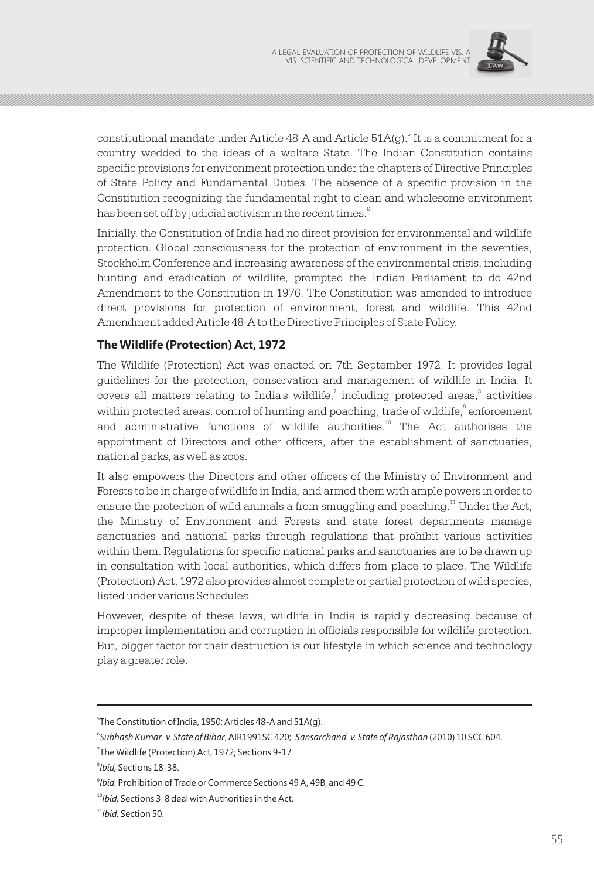constitutional mandate under Article 48-A and Article 51A(g).[5] It is a commitment for a country wedded to the ideas of a welfare State. The Indian Constitution contains specific provisions for environment protection under the chapters of Directive Principles of State Policy and Fundamental Duties. The absence of a specific provision in the Constitution recognizing the fundamental right to clean and wholesome environment has been set off by judicial activism in the recent times.[6]

Initially, the Constitution of India had no direct provision for environmental and wildlife protection. Global consciousness for the protection of environment in the seventies, Stockholm Conference and increasing awareness of the environmental crisis, including hunting and eradication of wildlife, prompted the Indian Parliament to do 42nd Amendment to the Constitution in 1976. The Constitution was amended to introduce direct provisions for protection of environment, forest and wildlife. This 42nd Amendment added Article 48-A to the Directive Principles of State Policy.

### The Wildlife (Protection) Act, 1972

The Wildlife (Protection) Act was enacted on 7th September 1972. It provides legal guidelines for the protection, conservation and management of wildlife in India. It covers all matters relating to India's wildlife,[7] including protected areas,[8] activities within protected areas, control of hunting and poaching, trade of wildlife,[9] enforcement and administrative functions of wildlife authorities.[10] The Act authorises the appointment of Directors and other officers, after the establishment of sanctuaries, national parks, as well as zoos.

It also empowers the Directors and other officers of the Ministry of Environment and Forests to be in charge of wildlife in India, and armed them with ample powers in order to ensure the protection of wild animals a from smuggling and poaching.[11] Under the Act, the Ministry of Environment and Forests and state forest departments manage sanctuaries and national parks through regulations that prohibit various activities within them. Regulations for specific national parks and sanctuaries are to be drawn up in consultation with local authorities, which differs from place to place. The Wildlife (Protection) Act, 1972 also provides almost complete or partial protection of wild species, listed under various Schedules.

However, despite of these laws, wildlife in India is rapidly decreasing because of improper implementation and corruption in officials responsible for wildlife protection. But, bigger factor for their destruction is our lifestyle in which science and technology play a greater role.

---

[5] The Constitution of India, 1950; Articles 48-A and 51A(g).

[6] *Subhash Kumar v. State of Bihar*, AIR1991SC 420; *Sansarchand v. State of Rajasthan* (2010) 10 SCC 604.

[7] The Wildlife (Protection) Act, 1972; Sections 9-17

[8] *Ibid,* Sections 18-38.

[9] *Ibid*, Prohibition of Trade or Commerce Sections 49 A, 49B, and 49 C.

[10] *Ibid,* Sections 3-8 deal with Authorities in the Act.

[11] *Ibid,* Section 50.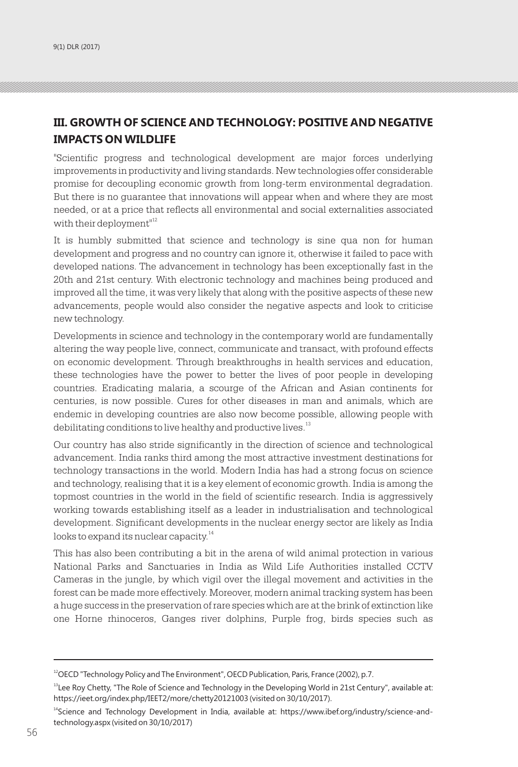## III. GROWTH OF SCIENCE AND TECHNOLOGY: POSITIVE AND NEGATIVE IMPACTS ON WILDLIFE

"Scientific progress and technological development are major forces underlying improvements in productivity and living standards. New technologies offer considerable promise for decoupling economic growth from long-term environmental degradation. But there is no guarantee that innovations will appear when and where they are most needed, or at a price that reflects all environmental and social externalities associated with their deployment"[12]

It is humbly submitted that science and technology is sine qua non for human development and progress and no country can ignore it, otherwise it failed to pace with developed nations. The advancement in technology has been exceptionally fast in the 20th and 21st century. With electronic technology and machines being produced and improved all the time, it was very likely that along with the positive aspects of these new advancements, people would also consider the negative aspects and look to criticise new technology.

Developments in science and technology in the contemporary world are fundamentally altering the way people live, connect, communicate and transact, with profound effects on economic development. Through breakthroughs in health services and education, these technologies have the power to better the lives of poor people in developing countries. Eradicating malaria, a scourge of the African and Asian continents for centuries, is now possible. Cures for other diseases in man and animals, which are endemic in developing countries are also now become possible, allowing people with debilitating conditions to live healthy and productive lives.[13]

Our country has also stride significantly in the direction of science and technological advancement. India ranks third among the most attractive investment destinations for technology transactions in the world. Modern India has had a strong focus on science and technology, realising that it is a key element of economic growth. India is among the topmost countries in the world in the field of scientific research. India is aggressively working towards establishing itself as a leader in industrialisation and technological development. Significant developments in the nuclear energy sector are likely as India looks to expand its nuclear capacity.[14]

This has also been contributing a bit in the arena of wild animal protection in various National Parks and Sanctuaries in India as Wild Life Authorities installed CCTV Cameras in the jungle, by which vigil over the illegal movement and activities in the forest can be made more effectively. Moreover, modern animal tracking system has been a huge success in the preservation of rare species which are at the brink of extinction like one Horne rhinoceros, Ganges river dolphins, Purple frog, birds species such as

---

[12] OECD "Technology Policy and The Environment", OECD Publication, Paris, France (2002), p.7.

[13] Lee Roy Chetty, "The Role of Science and Technology in the Developing World in 21st Century", available at: https://ieet.org/index.php/IEET2/more/chetty20121003 (visited on 30/10/2017).

[14] Science and Technology Development in India, available at: https://www.ibef.org/industry/science-and-technology.aspx (visited on 30/10/2017)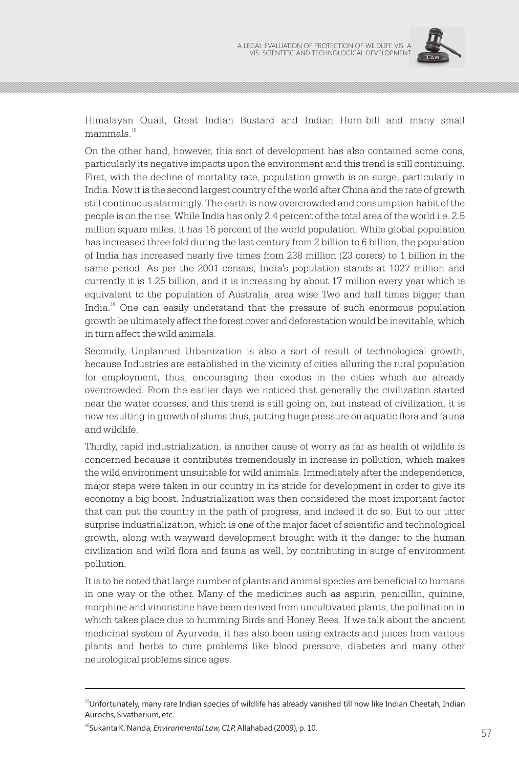Himalayan Quail, Great Indian Bustard and Indian Horn-bill and many small mammals.[15]

On the other hand, however, this sort of development has also contained some cons, particularly its negative impacts upon the environment and this trend is still continuing. First, with the decline of mortality rate, population growth is on surge, particularly in India. Now it is the second largest country of the world after China and the rate of growth still continuous alarmingly. The earth is now overcrowded and consumption habit of the people is on the rise. While India has only 2.4 percent of the total area of the world i.e. 2.5 million square miles, it has 16 percent of the world population. While global population has increased three fold during the last century from 2 billion to 6 billion, the population of India has increased nearly five times from 238 million (23 corers) to 1 billion in the same period. As per the 2001 census, India's population stands at 1027 million and currently it is 1.25 billion, and it is increasing by about 17 million every year which is equivalent to the population of Australia, area wise Two and half times bigger than India.[16] One can easily understand that the pressure of such enormous population growth be ultimately affect the forest cover and deforestation would be inevitable, which in turn affect the wild animals.

Secondly, Unplanned Urbanization is also a sort of result of technological growth, because Industries are established in the vicinity of cities alluring the rural population for employment, thus, encouraging their exodus in the cities which are already overcrowded. From the earlier days we noticed that generally the civilization started near the water courses, and this trend is still going on, but instead of civilization, it is now resulting in growth of slums thus, putting huge pressure on aquatic flora and fauna and wildlife.

Thirdly, rapid industrialization, is another cause of worry as far as health of wildlife is concerned because it contributes tremendously in increase in pollution, which makes the wild environment unsuitable for wild animals. Immediately after the independence, major steps were taken in our country in its stride for development in order to give its economy a big boost. Industrialization was then considered the most important factor that can put the country in the path of progress, and indeed it do so. But to our utter surprise industrialization, which is one of the major facet of scientific and technological growth, along with wayward development brought with it the danger to the human civilization and wild flora and fauna as well, by contributing in surge of environment pollution.

It is to be noted that large number of plants and animal species are beneficial to humans in one way or the other. Many of the medicines such as aspirin, penicillin, quinine, morphine and vincristine have been derived from uncultivated plants, the pollination in which takes place due to humming Birds and Honey Bees. If we talk about the ancient medicinal system of Ayurveda, it has also been using extracts and juices from various plants and herbs to cure problems like blood pressure, diabetes and many other neurological problems since ages.

---

[15] Unfortunately, many rare Indian species of wildlife has already vanished till now like Indian Cheetah, Indian Aurochs, Sivatherium, etc.

[16] Sukanta K. Nanda, *Environmental Law, CLP,* Allahabad (2009), p. 10.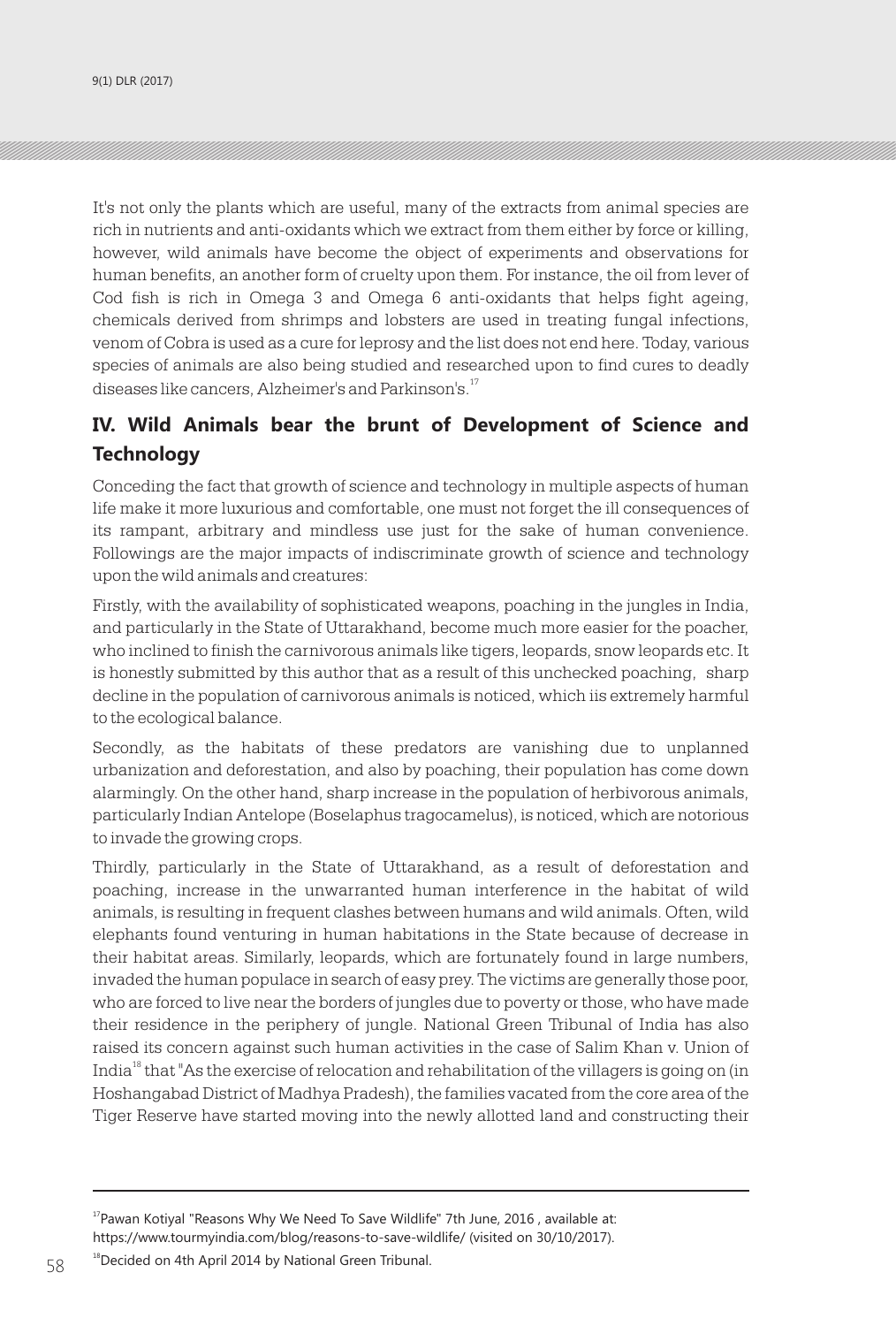It's not only the plants which are useful, many of the extracts from animal species are rich in nutrients and anti-oxidants which we extract from them either by force or killing, however, wild animals have become the object of experiments and observations for human benefits, an another form of cruelty upon them. For instance, the oil from lever of Cod fish is rich in Omega 3 and Omega 6 anti-oxidants that helps fight ageing, chemicals derived from shrimps and lobsters are used in treating fungal infections, venom of Cobra is used as a cure for leprosy and the list does not end here. Today, various species of animals are also being studied and researched upon to find cures to deadly diseases like cancers, Alzheimer's and Parkinson's.[17]

## IV. Wild Animals bear the brunt of Development of Science and Technology

Conceding the fact that growth of science and technology in multiple aspects of human life make it more luxurious and comfortable, one must not forget the ill consequences of its rampant, arbitrary and mindless use just for the sake of human convenience. Followings are the major impacts of indiscriminate growth of science and technology upon the wild animals and creatures:

Firstly, with the availability of sophisticated weapons, poaching in the jungles in India, and particularly in the State of Uttarakhand, become much more easier for the poacher, who inclined to finish the carnivorous animals like tigers, leopards, snow leopards etc. It is honestly submitted by this author that as a result of this unchecked poaching, sharp decline in the population of carnivorous animals is noticed, which iis extremely harmful to the ecological balance.

Secondly, as the habitats of these predators are vanishing due to unplanned urbanization and deforestation, and also by poaching, their population has come down alarmingly. On the other hand, sharp increase in the population of herbivorous animals, particularly Indian Antelope (Boselaphus tragocamelus), is noticed, which are notorious to invade the growing crops.

Thirdly, particularly in the State of Uttarakhand, as a result of deforestation and poaching, increase in the unwarranted human interference in the habitat of wild animals, is resulting in frequent clashes between humans and wild animals. Often, wild elephants found venturing in human habitations in the State because of decrease in their habitat areas. Similarly, leopards, which are fortunately found in large numbers, invaded the human populace in search of easy prey. The victims are generally those poor, who are forced to live near the borders of jungles due to poverty or those, who have made their residence in the periphery of jungle. National Green Tribunal of India has also raised its concern against such human activities in the case of Salim Khan v. Union of India[18] that "As the exercise of relocation and rehabilitation of the villagers is going on (in Hoshangabad District of Madhya Pradesh), the families vacated from the core area of the Tiger Reserve have started moving into the newly allotted land and constructing their

---

[17] Pawan Kotiyal "Reasons Why We Need To Save Wildlife" 7th June, 2016 , available at: https://www.tourmyindia.com/blog/reasons-to-save-wildlife/ (visited on 30/10/2017).

[18] Decided on 4th April 2014 by National Green Tribunal.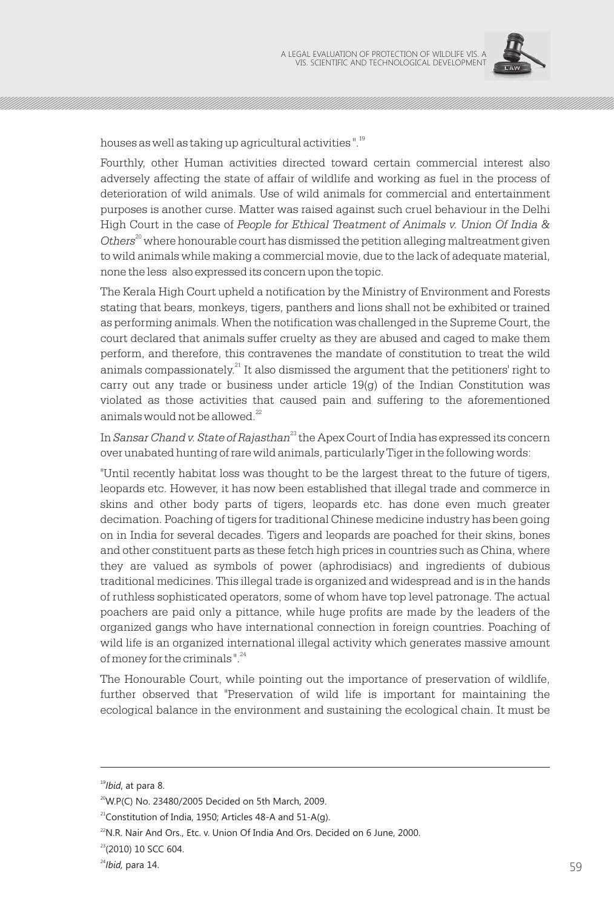houses as well as taking up agricultural activities ".[19]

Fourthly, other Human activities directed toward certain commercial interest also adversely affecting the state of affair of wildlife and working as fuel in the process of deterioration of wild animals. Use of wild animals for commercial and entertainment purposes is another curse. Matter was raised against such cruel behaviour in the Delhi High Court in the case of *People for Ethical Treatment of Animals v. Union Of India & Others*[20] where honourable court has dismissed the petition alleging maltreatment given to wild animals while making a commercial movie, due to the lack of adequate material, none the less also expressed its concern upon the topic.

The Kerala High Court upheld a notification by the Ministry of Environment and Forests stating that bears, monkeys, tigers, panthers and lions shall not be exhibited or trained as performing animals. When the notification was challenged in the Supreme Court, the court declared that animals suffer cruelty as they are abused and caged to make them perform, and therefore, this contravenes the mandate of constitution to treat the wild animals compassionately.[21] It also dismissed the argument that the petitioners' right to carry out any trade or business under article 19(g) of the Indian Constitution was violated as those activities that caused pain and suffering to the aforementioned animals would not be allowed.[22]

In *Sansar Chand v. State of Rajasthan*[23] the Apex Court of India has expressed its concern over unabated hunting of rare wild animals, particularly Tiger in the following words:

"Until recently habitat loss was thought to be the largest threat to the future of tigers, leopards etc. However, it has now been established that illegal trade and commerce in skins and other body parts of tigers, leopards etc. has done even much greater decimation. Poaching of tigers for traditional Chinese medicine industry has been going on in India for several decades. Tigers and leopards are poached for their skins, bones and other constituent parts as these fetch high prices in countries such as China, where they are valued as symbols of power (aphrodisiacs) and ingredients of dubious traditional medicines. This illegal trade is organized and widespread and is in the hands of ruthless sophisticated operators, some of whom have top level patronage. The actual poachers are paid only a pittance, while huge profits are made by the leaders of the organized gangs who have international connection in foreign countries. Poaching of wild life is an organized international illegal activity which generates massive amount of money for the criminals ".[24]

The Honourable Court, while pointing out the importance of preservation of wildlife, further observed that "Preservation of wild life is important for maintaining the ecological balance in the environment and sustaining the ecological chain. It must be

---

[19] *Ibid*, at para 8.

[20] W.P(C) No. 23480/2005 Decided on 5th March, 2009.

[21] Constitution of India, 1950; Articles 48-A and 51-A(g).

[22] N.R. Nair And Ors., Etc. v. Union Of India And Ors. Decided on 6 June, 2000.

[23] (2010) 10 SCC 604.

[24] *Ibid,* para 14.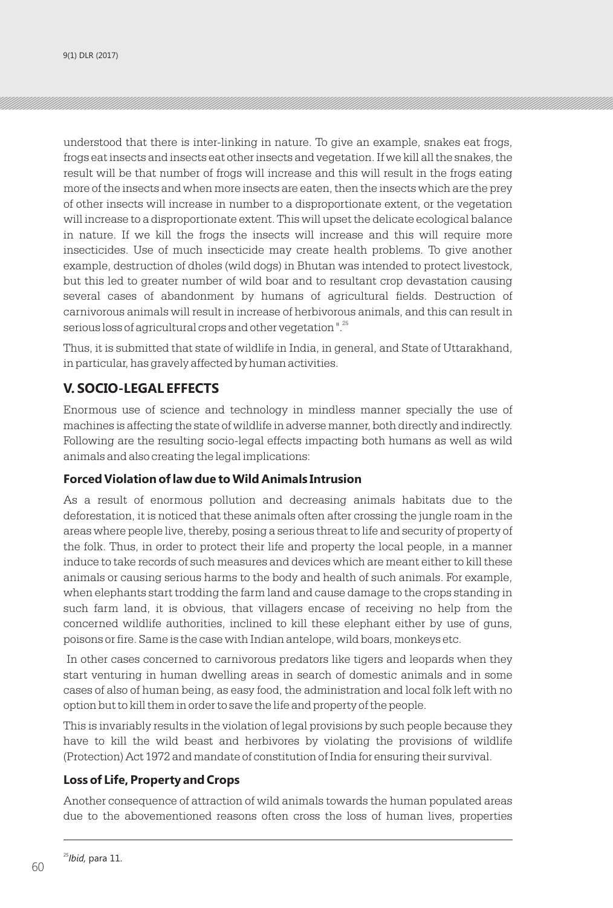understood that there is inter-linking in nature. To give an example, snakes eat frogs, frogs eat insects and insects eat other insects and vegetation. If we kill all the snakes, the result will be that number of frogs will increase and this will result in the frogs eating more of the insects and when more insects are eaten, then the insects which are the prey of other insects will increase in number to a disproportionate extent, or the vegetation will increase to a disproportionate extent. This will upset the delicate ecological balance in nature. If we kill the frogs the insects will increase and this will require more insecticides. Use of much insecticide may create health problems. To give another example, destruction of dholes (wild dogs) in Bhutan was intended to protect livestock, but this led to greater number of wild boar and to resultant crop devastation causing several cases of abandonment by humans of agricultural fields. Destruction of carnivorous animals will result in increase of herbivorous animals, and this can result in serious loss of agricultural crops and other vegetation ".[25]

Thus, it is submitted that state of wildlife in India, in general, and State of Uttarakhand, in particular, has gravely affected by human activities.

## V. SOCIO-LEGAL EFFECTS

Enormous use of science and technology in mindless manner specially the use of machines is affecting the state of wildlife in adverse manner, both directly and indirectly. Following are the resulting socio-legal effects impacting both humans as well as wild animals and also creating the legal implications:

### Forced Violation of law due to Wild Animals Intrusion

As a result of enormous pollution and decreasing animals habitats due to the deforestation, it is noticed that these animals often after crossing the jungle roam in the areas where people live, thereby, posing a serious threat to life and security of property of the folk. Thus, in order to protect their life and property the local people, in a manner induce to take records of such measures and devices which are meant either to kill these animals or causing serious harms to the body and health of such animals. For example, when elephants start trodding the farm land and cause damage to the crops standing in such farm land, it is obvious, that villagers encase of receiving no help from the concerned wildlife authorities, inclined to kill these elephant either by use of guns, poisons or fire. Same is the case with Indian antelope, wild boars, monkeys etc.

In other cases concerned to carnivorous predators like tigers and leopards when they start venturing in human dwelling areas in search of domestic animals and in some cases of also of human being, as easy food, the administration and local folk left with no option but to kill them in order to save the life and property of the people.

This is invariably results in the violation of legal provisions by such people because they have to kill the wild beast and herbivores by violating the provisions of wildlife (Protection) Act 1972 and mandate of constitution of India for ensuring their survival.

### Loss of Life, Property and Crops

Another consequence of attraction of wild animals towards the human populated areas due to the abovementioned reasons often cross the loss of human lives, properties

---

[25] *Ibid,* para 11.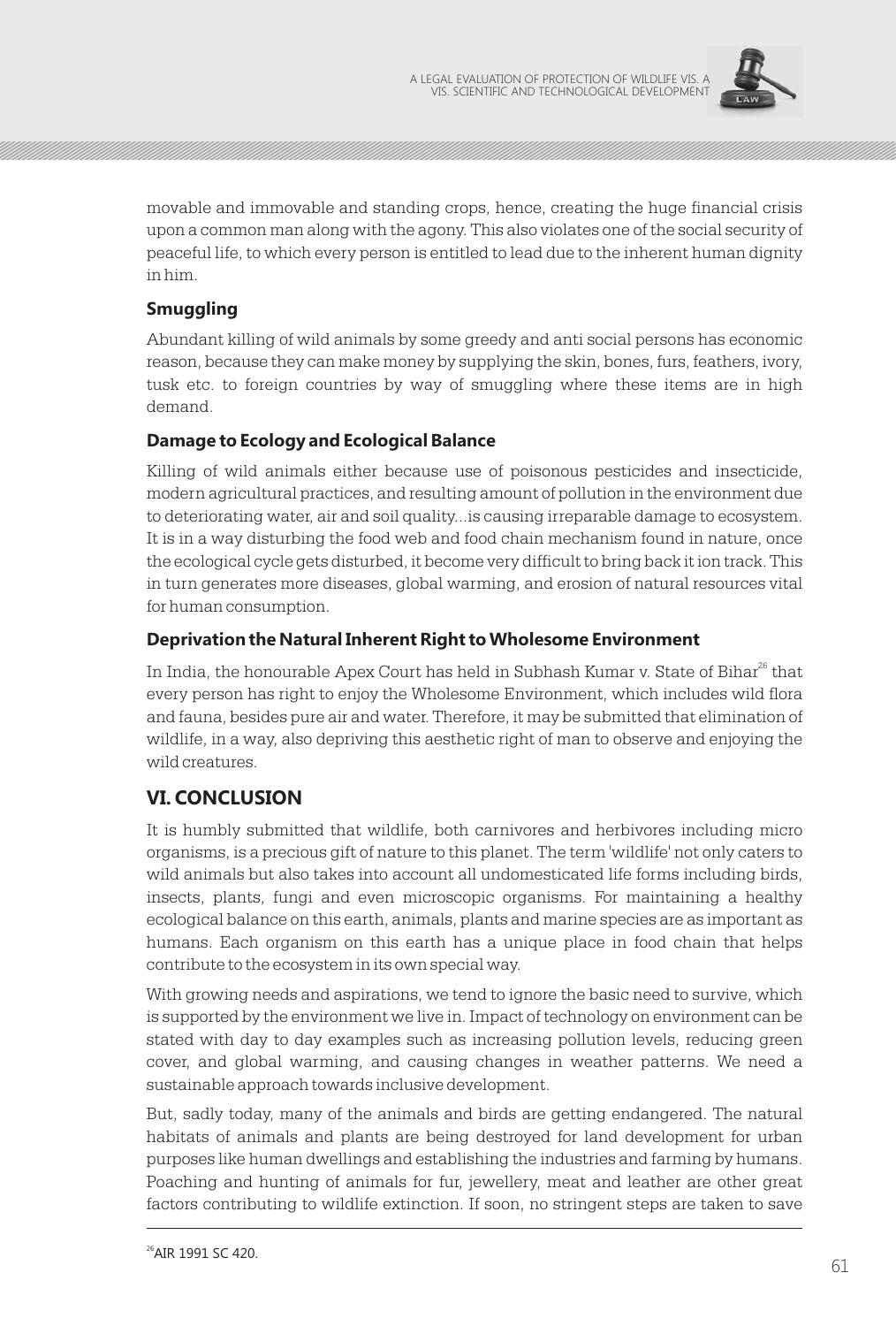movable and immovable and standing crops, hence, creating the huge financial crisis upon a common man along with the agony. This also violates one of the social security of peaceful life, to which every person is entitled to lead due to the inherent human dignity in him.

### Smuggling

Abundant killing of wild animals by some greedy and anti social persons has economic reason, because they can make money by supplying the skin, bones, furs, feathers, ivory, tusk etc. to foreign countries by way of smuggling where these items are in high demand.

### Damage to Ecology and Ecological Balance

Killing of wild animals either because use of poisonous pesticides and insecticide, modern agricultural practices, and resulting amount of pollution in the environment due to deteriorating water, air and soil quality...is causing irreparable damage to ecosystem. It is in a way disturbing the food web and food chain mechanism found in nature, once the ecological cycle gets disturbed, it become very difficult to bring back it ion track. This in turn generates more diseases, global warming, and erosion of natural resources vital for human consumption.

### Deprivation the Natural Inherent Right to Wholesome Environment

In India, the honourable Apex Court has held in Subhash Kumar v. State of Bihar[26] that every person has right to enjoy the Wholesome Environment, which includes wild flora and fauna, besides pure air and water. Therefore, it may be submitted that elimination of wildlife, in a way, also depriving this aesthetic right of man to observe and enjoying the wild creatures.

## VI. CONCLUSION

It is humbly submitted that wildlife, both carnivores and herbivores including micro organisms, is a precious gift of nature to this planet. The term 'wildlife' not only caters to wild animals but also takes into account all undomesticated life forms including birds, insects, plants, fungi and even microscopic organisms. For maintaining a healthy ecological balance on this earth, animals, plants and marine species are as important as humans. Each organism on this earth has a unique place in food chain that helps contribute to the ecosystem in its own special way.

With growing needs and aspirations, we tend to ignore the basic need to survive, which is supported by the environment we live in. Impact of technology on environment can be stated with day to day examples such as increasing pollution levels, reducing green cover, and global warming, and causing changes in weather patterns. We need a sustainable approach towards inclusive development.

But, sadly today, many of the animals and birds are getting endangered. The natural habitats of animals and plants are being destroyed for land development for urban purposes like human dwellings and establishing the industries and farming by humans. Poaching and hunting of animals for fur, jewellery, meat and leather are other great factors contributing to wildlife extinction. If soon, no stringent steps are taken to save

---

[26] AIR 1991 SC 420.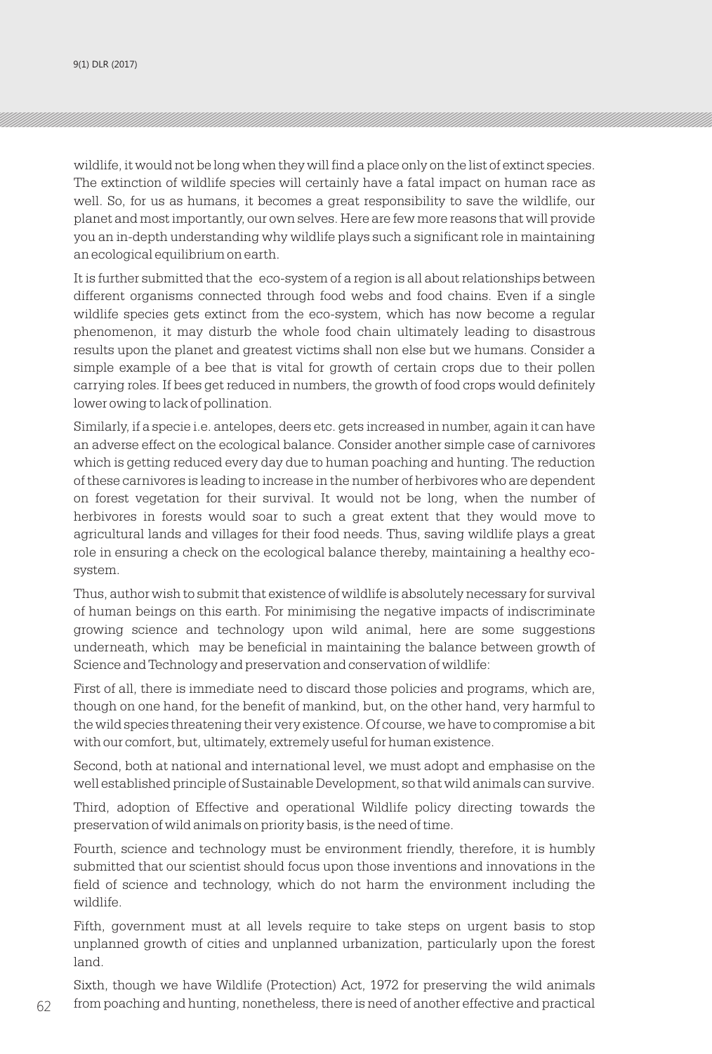wildlife, it would not be long when they will find a place only on the list of extinct species. The extinction of wildlife species will certainly have a fatal impact on human race as well. So, for us as humans, it becomes a great responsibility to save the wildlife, our planet and most importantly, our own selves. Here are few more reasons that will provide you an in-depth understanding why wildlife plays such a significant role in maintaining an ecological equilibrium on earth.

It is further submitted that the eco-system of a region is all about relationships between different organisms connected through food webs and food chains. Even if a single wildlife species gets extinct from the eco-system, which has now become a regular phenomenon, it may disturb the whole food chain ultimately leading to disastrous results upon the planet and greatest victims shall non else but we humans. Consider a simple example of a bee that is vital for growth of certain crops due to their pollen carrying roles. If bees get reduced in numbers, the growth of food crops would definitely lower owing to lack of pollination.

Similarly, if a specie i.e. antelopes, deers etc. gets increased in number, again it can have an adverse effect on the ecological balance. Consider another simple case of carnivores which is getting reduced every day due to human poaching and hunting. The reduction of these carnivores is leading to increase in the number of herbivores who are dependent on forest vegetation for their survival. It would not be long, when the number of herbivores in forests would soar to such a great extent that they would move to agricultural lands and villages for their food needs. Thus, saving wildlife plays a great role in ensuring a check on the ecological balance thereby, maintaining a healthy eco-system.

Thus, author wish to submit that existence of wildlife is absolutely necessary for survival of human beings on this earth. For minimising the negative impacts of indiscriminate growing science and technology upon wild animal, here are some suggestions underneath, which may be beneficial in maintaining the balance between growth of Science and Technology and preservation and conservation of wildlife:

First of all, there is immediate need to discard those policies and programs, which are, though on one hand, for the benefit of mankind, but, on the other hand, very harmful to the wild species threatening their very existence. Of course, we have to compromise a bit with our comfort, but, ultimately, extremely useful for human existence.

Second, both at national and international level, we must adopt and emphasise on the well established principle of Sustainable Development, so that wild animals can survive.

Third, adoption of Effective and operational Wildlife policy directing towards the preservation of wild animals on priority basis, is the need of time.

Fourth, science and technology must be environment friendly, therefore, it is humbly submitted that our scientist should focus upon those inventions and innovations in the field of science and technology, which do not harm the environment including the wildlife.

Fifth, government must at all levels require to take steps on urgent basis to stop unplanned growth of cities and unplanned urbanization, particularly upon the forest land.

Sixth, though we have Wildlife (Protection) Act, 1972 for preserving the wild animals from poaching and hunting, nonetheless, there is need of another effective and practical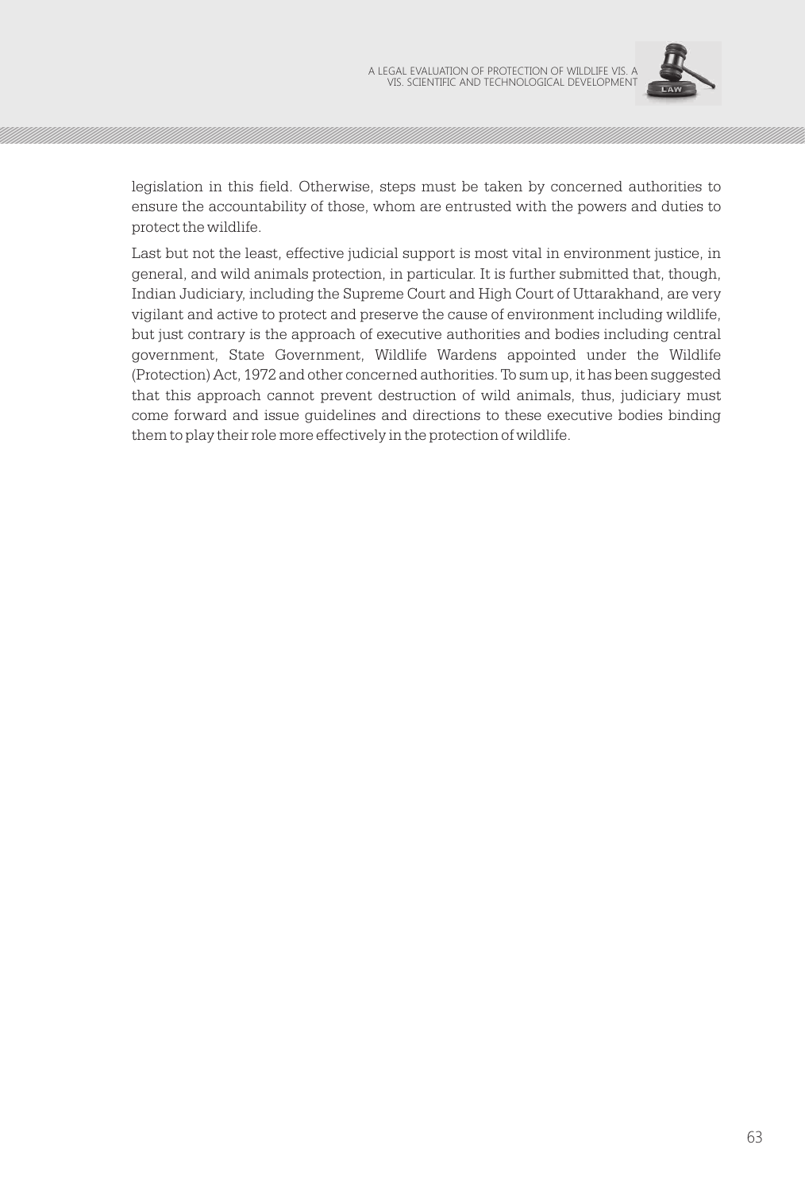legislation in this field. Otherwise, steps must be taken by concerned authorities to ensure the accountability of those, whom are entrusted with the powers and duties to protect the wildlife.

Last but not the least, effective judicial support is most vital in environment justice, in general, and wild animals protection, in particular. It is further submitted that, though, Indian Judiciary, including the Supreme Court and High Court of Uttarakhand, are very vigilant and active to protect and preserve the cause of environment including wildlife, but just contrary is the approach of executive authorities and bodies including central government, State Government, Wildlife Wardens appointed under the Wildlife (Protection) Act, 1972 and other concerned authorities. To sum up, it has been suggested that this approach cannot prevent destruction of wild animals, thus, judiciary must come forward and issue guidelines and directions to these executive bodies binding them to play their role more effectively in the protection of wildlife.